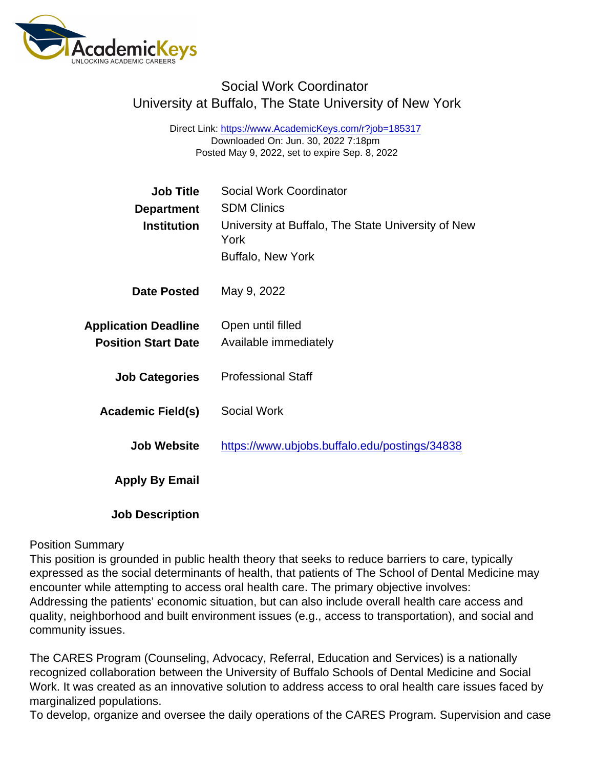# Social Work Coordinator
## University at Buffalo, The State University of New York

Direct Link: https://www.AcademicKeys.com/r?job=185317
Downloaded On: Jun. 30, 2022 7:18pm
Posted May 9, 2022, set to expire Sep. 8, 2022

| | |
|---|---|
| **Job Title** | Social Work Coordinator |
| **Department** | SDM Clinics |
| **Institution** | University at Buffalo, The State University of New York<br>Buffalo, New York |
| **Date Posted** | May 9, 2022 |
| **Application Deadline** | Open until filled |
| **Position Start Date** | Available immediately |
| **Job Categories** | Professional Staff |
| **Academic Field(s)** | Social Work |
| **Job Website** | https://www.ubjobs.buffalo.edu/postings/34838 |
| **Apply By Email** | |
| **Job Description** | |

Position Summary
This position is grounded in public health theory that seeks to reduce barriers to care, typically expressed as the social determinants of health, that patients of The School of Dental Medicine may encounter while attempting to access oral health care. The primary objective involves:
Addressing the patients' economic situation, but can also include overall health care access and quality, neighborhood and built environment issues (e.g., access to transportation), and social and community issues.

The CARES Program (Counseling, Advocacy, Referral, Education and Services) is a nationally recognized collaboration between the University of Buffalo Schools of Dental Medicine and Social Work. It was created as an innovative solution to address access to oral health care issues faced by marginalized populations.
To develop, organize and oversee the daily operations of the CARES Program. Supervision and case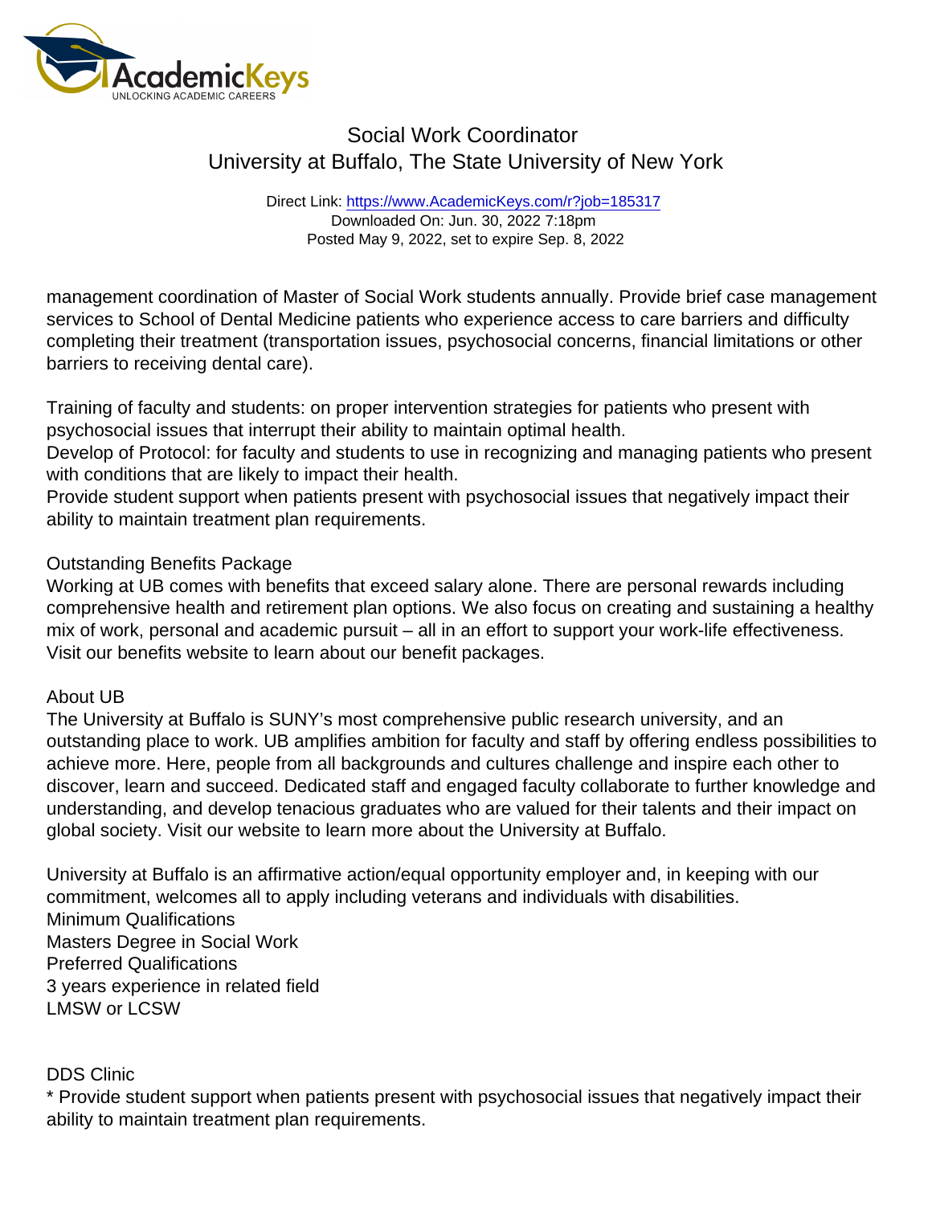management coordination of Master of Social Work students annually. Provide brief case management services to School of Dental Medicine patients who experience access to care barriers and difficulty completing their treatment (transportation issues, psychosocial concerns, financial limitations or other barriers to receiving dental care).

Training of faculty and students: on proper intervention strategies for patients who present with psychosocial issues that interrupt their ability to maintain optimal health.
Develop of Protocol: for faculty and students to use in recognizing and managing patients who present with conditions that are likely to impact their health.
Provide student support when patients present with psychosocial issues that negatively impact their ability to maintain treatment plan requirements.

Outstanding Benefits Package
Working at UB comes with benefits that exceed salary alone. There are personal rewards including comprehensive health and retirement plan options. We also focus on creating and sustaining a healthy mix of work, personal and academic pursuit – all in an effort to support your work-life effectiveness. Visit our benefits website to learn about our benefit packages.

About UB
The University at Buffalo is SUNY's most comprehensive public research university, and an outstanding place to work. UB amplifies ambition for faculty and staff by offering endless possibilities to achieve more. Here, people from all backgrounds and cultures challenge and inspire each other to discover, learn and succeed. Dedicated staff and engaged faculty collaborate to further knowledge and understanding, and develop tenacious graduates who are valued for their talents and their impact on global society. Visit our website to learn more about the University at Buffalo.

University at Buffalo is an affirmative action/equal opportunity employer and, in keeping with our commitment, welcomes all to apply including veterans and individuals with disabilities.
Minimum Qualifications
Masters Degree in Social Work
Preferred Qualifications
3 years experience in related field
LMSW or LCSW

DDS Clinic
* Provide student support when patients present with psychosocial issues that negatively impact their ability to maintain treatment plan requirements.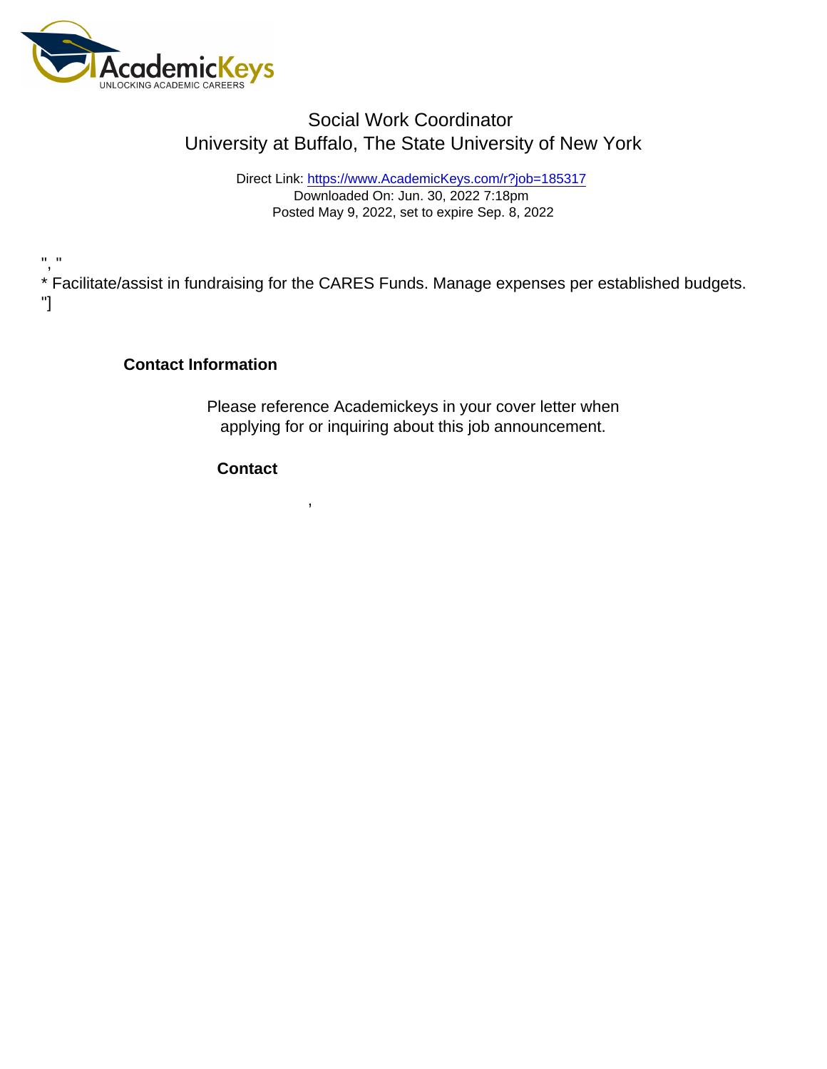# Social Work Coordinator
University at Buffalo, The State University of New York

Direct Link: https://www.AcademicKeys.com/r?job=185317
Downloaded On: Jun. 30, 2022 7:18pm
Posted May 9, 2022, set to expire Sep. 8, 2022

", "
* Facilitate/assist in fundraising for the CARES Funds. Manage expenses per established budgets.
"]

### Contact Information

Please reference Academickeys in your cover letter when applying for or inquiring about this job announcement.

**Contact**

,